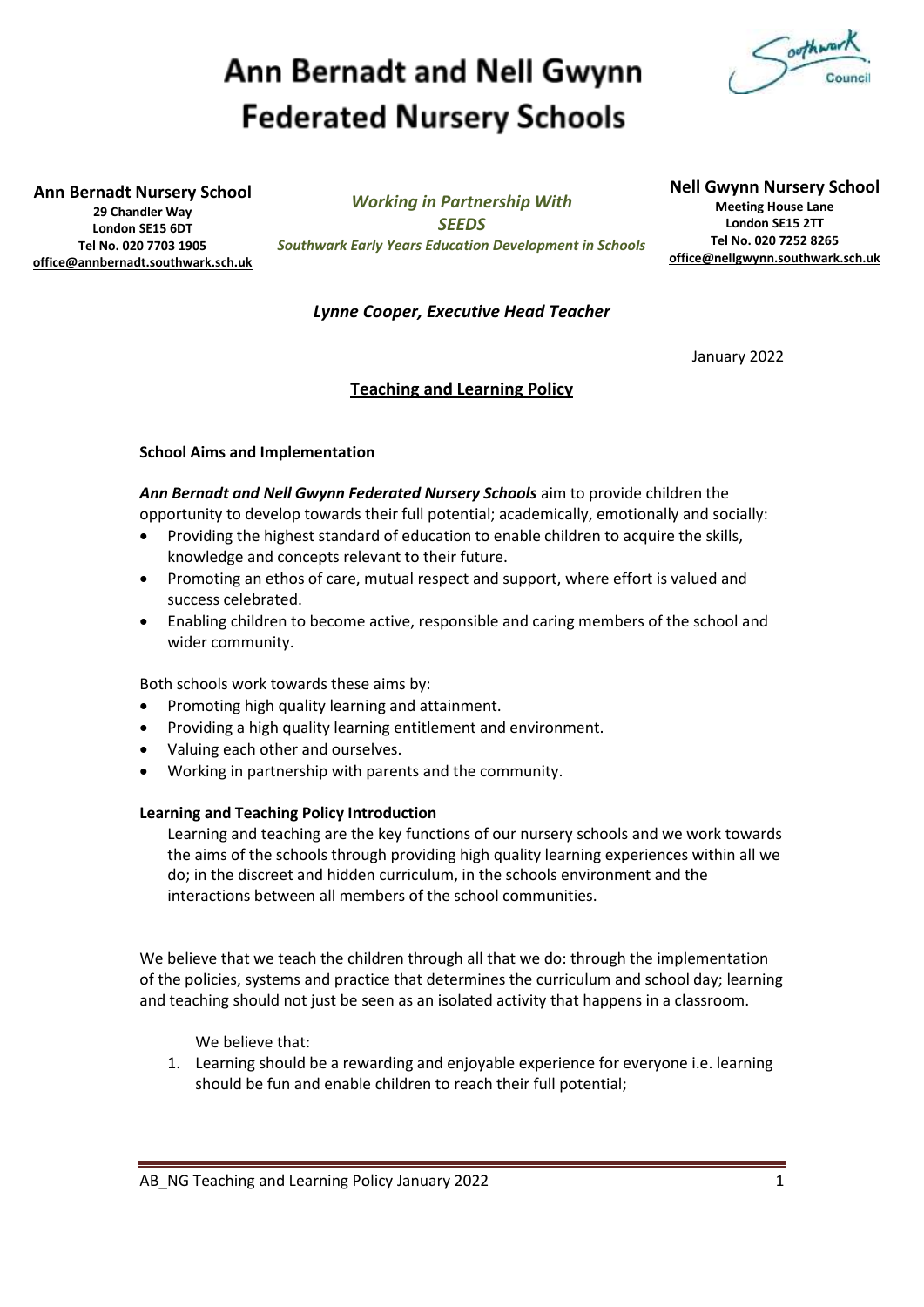# Ann Bernadt and Nell Gwynn Federated Nursery Schools

**Ann Bernadt Nursery School**
**29 Chandler Way**
**London SE15 6DT**
**Tel No. 020 7703 1905**
**office@annbernadt.southwark.sch.uk**

***Working in Partnership With SEEDS***
*Southwark Early Years Education Development in Schools*

**Nell Gwynn Nursery School**
**Meeting House Lane**
**London SE15 2TT**
**Tel No. 020 7252 8265**
**office@nellgwynn.southwark.sch.uk**

***Lynne Cooper, Executive Head Teacher***

January 2022

## Teaching and Learning Policy

**School Aims and Implementation**

***Ann Bernadt and Nell Gwynn Federated Nursery Schools*** aim to provide children the opportunity to develop towards their full potential; academically, emotionally and socially:

- Providing the highest standard of education to enable children to acquire the skills, knowledge and concepts relevant to their future.
- Promoting an ethos of care, mutual respect and support, where effort is valued and success celebrated.
- Enabling children to become active, responsible and caring members of the school and wider community.

Both schools work towards these aims by:

- Promoting high quality learning and attainment.
- Providing a high quality learning entitlement and environment.
- Valuing each other and ourselves.
- Working in partnership with parents and the community.

**Learning and Teaching Policy Introduction**

Learning and teaching are the key functions of our nursery schools and we work towards the aims of the schools through providing high quality learning experiences within all we do; in the discreet and hidden curriculum, in the schools environment and the interactions between all members of the school communities.

We believe that we teach the children through all that we do: through the implementation of the policies, systems and practice that determines the curriculum and school day; learning and teaching should not just be seen as an isolated activity that happens in a classroom.

We believe that:

1. Learning should be a rewarding and enjoyable experience for everyone i.e. learning should be fun and enable children to reach their full potential;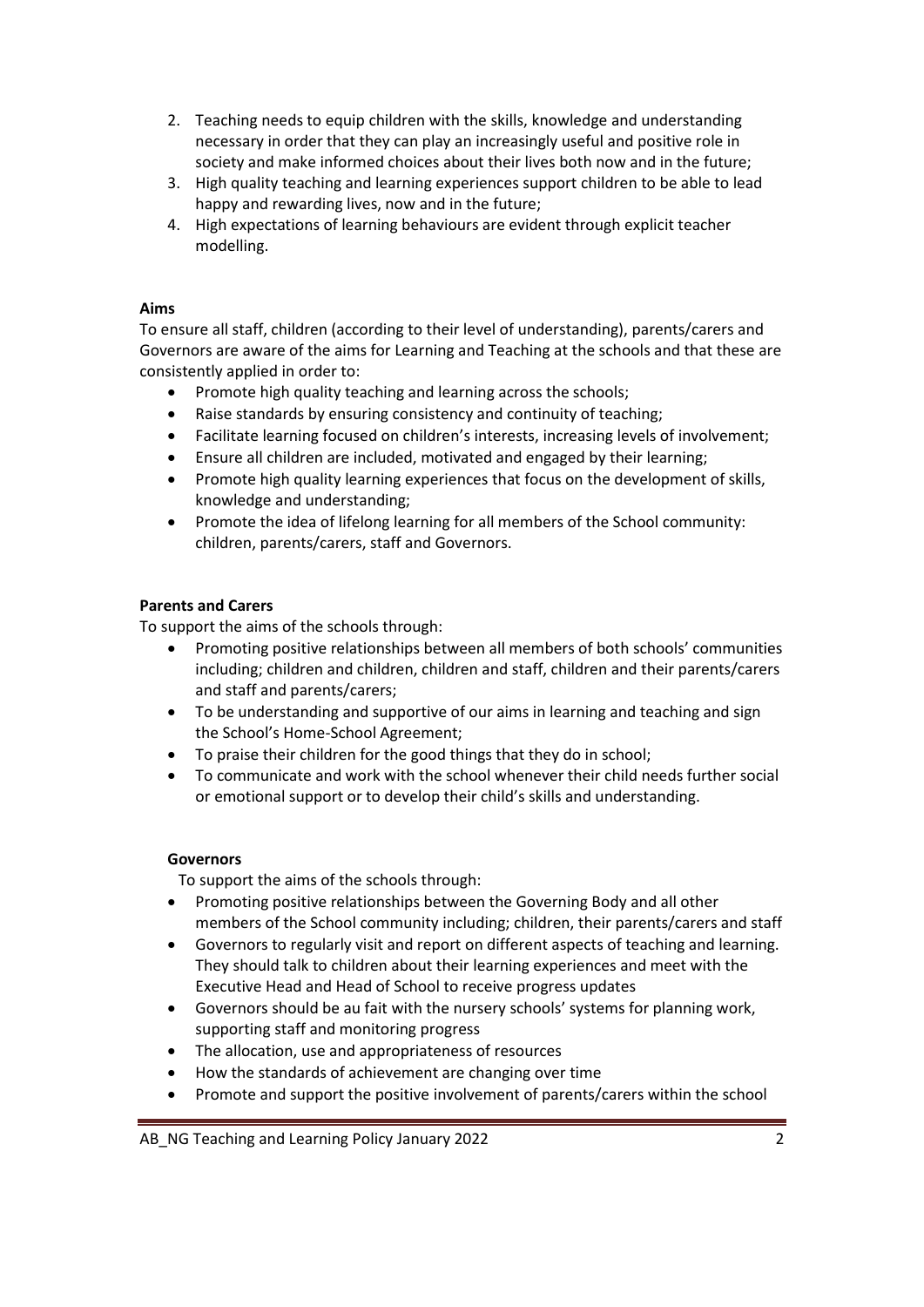2. Teaching needs to equip children with the skills, knowledge and understanding necessary in order that they can play an increasingly useful and positive role in society and make informed choices about their lives both now and in the future;
3. High quality teaching and learning experiences support children to be able to lead happy and rewarding lives, now and in the future;
4. High expectations of learning behaviours are evident through explicit teacher modelling.

**Aims**

To ensure all staff, children (according to their level of understanding), parents/carers and Governors are aware of the aims for Learning and Teaching at the schools and that these are consistently applied in order to:

- Promote high quality teaching and learning across the schools;
- Raise standards by ensuring consistency and continuity of teaching;
- Facilitate learning focused on children's interests, increasing levels of involvement;
- Ensure all children are included, motivated and engaged by their learning;
- Promote high quality learning experiences that focus on the development of skills, knowledge and understanding;
- Promote the idea of lifelong learning for all members of the School community: children, parents/carers, staff and Governors.

**Parents and Carers**

To support the aims of the schools through:

- Promoting positive relationships between all members of both schools' communities including; children and children, children and staff, children and their parents/carers and staff and parents/carers;
- To be understanding and supportive of our aims in learning and teaching and sign the School's Home-School Agreement;
- To praise their children for the good things that they do in school;
- To communicate and work with the school whenever their child needs further social or emotional support or to develop their child's skills and understanding.

**Governors**

To support the aims of the schools through:

- Promoting positive relationships between the Governing Body and all other members of the School community including; children, their parents/carers and staff
- Governors to regularly visit and report on different aspects of teaching and learning. They should talk to children about their learning experiences and meet with the Executive Head and Head of School to receive progress updates
- Governors should be au fait with the nursery schools' systems for planning work, supporting staff and monitoring progress
- The allocation, use and appropriateness of resources
- How the standards of achievement are changing over time
- Promote and support the positive involvement of parents/carers within the school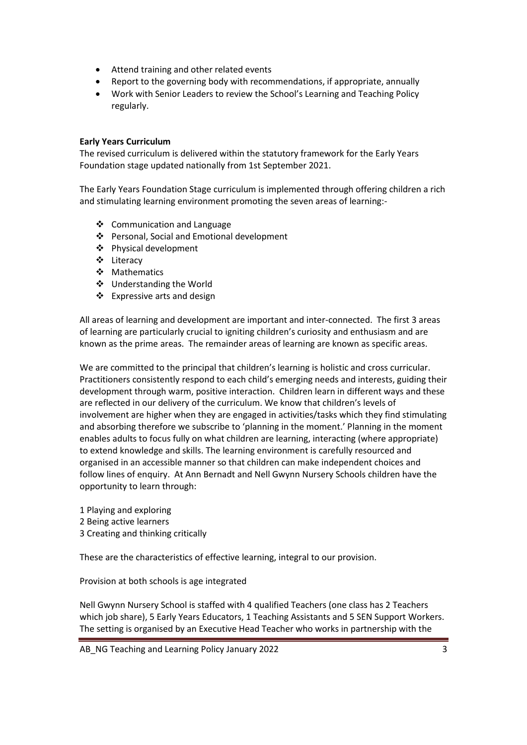- Attend training and other related events
- Report to the governing body with recommendations, if appropriate, annually
- Work with Senior Leaders to review the School's Learning and Teaching Policy regularly.

**Early Years Curriculum**

The revised curriculum is delivered within the statutory framework for the Early Years Foundation stage updated nationally from 1st September 2021.

The Early Years Foundation Stage curriculum is implemented through offering children a rich and stimulating learning environment promoting the seven areas of learning:-

- Communication and Language
- Personal, Social and Emotional development
- Physical development
- Literacy
- Mathematics
- Understanding the World
- Expressive arts and design

All areas of learning and development are important and inter-connected. The first 3 areas of learning are particularly crucial to igniting children's curiosity and enthusiasm and are known as the prime areas. The remainder areas of learning are known as specific areas.

We are committed to the principal that children's learning is holistic and cross curricular. Practitioners consistently respond to each child's emerging needs and interests, guiding their development through warm, positive interaction. Children learn in different ways and these are reflected in our delivery of the curriculum. We know that children's levels of involvement are higher when they are engaged in activities/tasks which they find stimulating and absorbing therefore we subscribe to 'planning in the moment.' Planning in the moment enables adults to focus fully on what children are learning, interacting (where appropriate) to extend knowledge and skills. The learning environment is carefully resourced and organised in an accessible manner so that children can make independent choices and follow lines of enquiry. At Ann Bernadt and Nell Gwynn Nursery Schools children have the opportunity to learn through:

1 Playing and exploring
2 Being active learners
3 Creating and thinking critically

These are the characteristics of effective learning, integral to our provision.

Provision at both schools is age integrated

Nell Gwynn Nursery School is staffed with 4 qualified Teachers (one class has 2 Teachers which job share), 5 Early Years Educators, 1 Teaching Assistants and 5 SEN Support Workers. The setting is organised by an Executive Head Teacher who works in partnership with the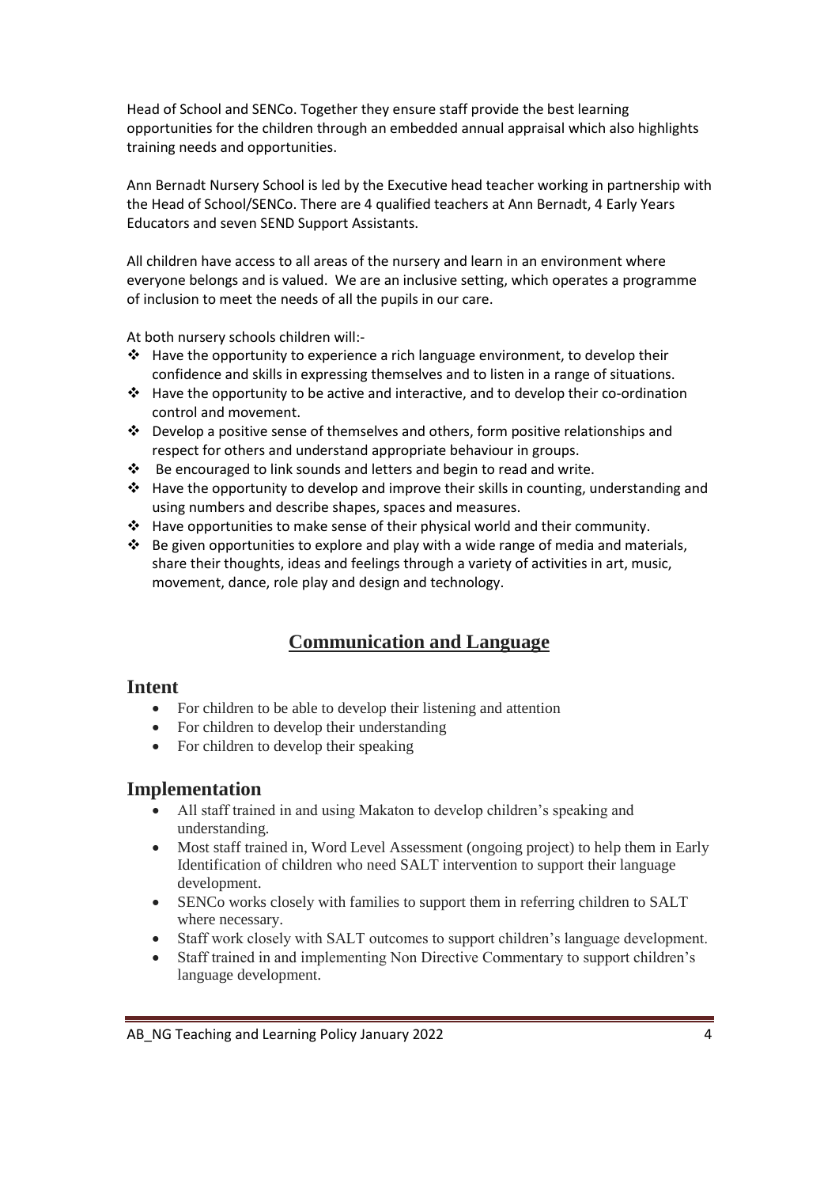Head of School and SENCo. Together they ensure staff provide the best learning opportunities for the children through an embedded annual appraisal which also highlights training needs and opportunities.

Ann Bernadt Nursery School is led by the Executive head teacher working in partnership with the Head of School/SENCo. There are 4 qualified teachers at Ann Bernadt, 4 Early Years Educators and seven SEND Support Assistants.

All children have access to all areas of the nursery and learn in an environment where everyone belongs and is valued. We are an inclusive setting, which operates a programme of inclusion to meet the needs of all the pupils in our care.

At both nursery schools children will:-

- Have the opportunity to experience a rich language environment, to develop their confidence and skills in expressing themselves and to listen in a range of situations.
- Have the opportunity to be active and interactive, and to develop their co-ordination control and movement.
- Develop a positive sense of themselves and others, form positive relationships and respect for others and understand appropriate behaviour in groups.
- Be encouraged to link sounds and letters and begin to read and write.
- Have the opportunity to develop and improve their skills in counting, understanding and using numbers and describe shapes, spaces and measures.
- Have opportunities to make sense of their physical world and their community.
- Be given opportunities to explore and play with a wide range of media and materials, share their thoughts, ideas and feelings through a variety of activities in art, music, movement, dance, role play and design and technology.

## Communication and Language

### Intent

- For children to be able to develop their listening and attention
- For children to develop their understanding
- For children to develop their speaking

### Implementation

- All staff trained in and using Makaton to develop children's speaking and understanding.
- Most staff trained in, Word Level Assessment (ongoing project) to help them in Early Identification of children who need SALT intervention to support their language development.
- SENCo works closely with families to support them in referring children to SALT where necessary.
- Staff work closely with SALT outcomes to support children's language development.
- Staff trained in and implementing Non Directive Commentary to support children's language development.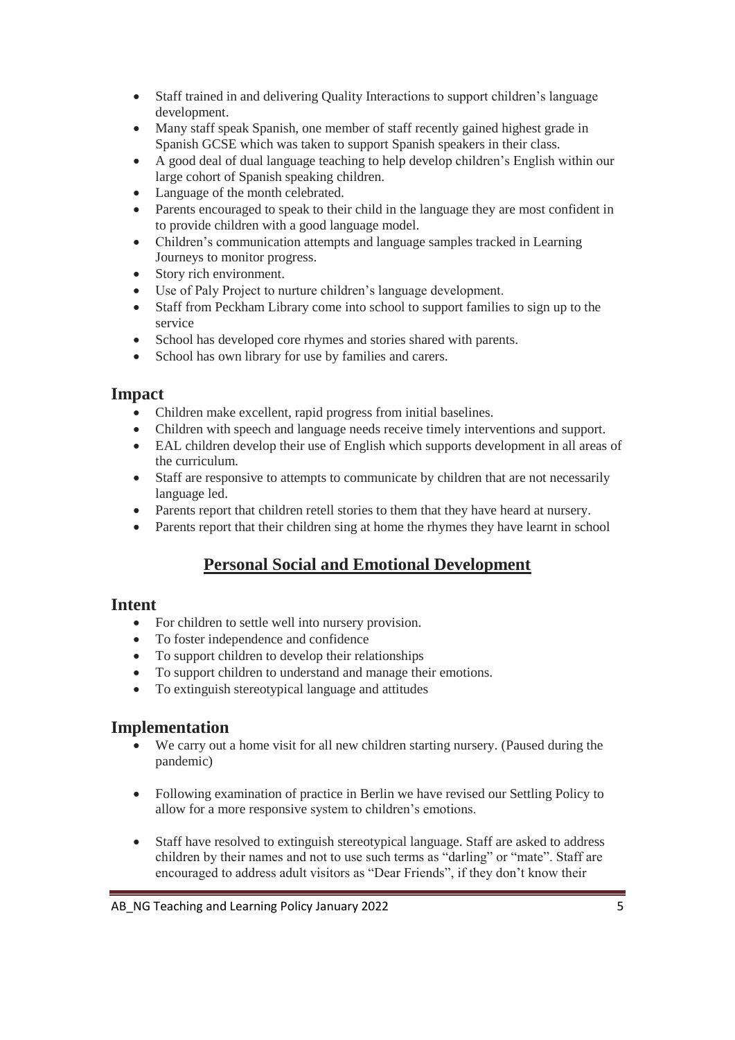- Staff trained in and delivering Quality Interactions to support children's language development.
- Many staff speak Spanish, one member of staff recently gained highest grade in Spanish GCSE which was taken to support Spanish speakers in their class.
- A good deal of dual language teaching to help develop children's English within our large cohort of Spanish speaking children.
- Language of the month celebrated.
- Parents encouraged to speak to their child in the language they are most confident in to provide children with a good language model.
- Children's communication attempts and language samples tracked in Learning Journeys to monitor progress.
- Story rich environment.
- Use of Paly Project to nurture children's language development.
- Staff from Peckham Library come into school to support families to sign up to the service
- School has developed core rhymes and stories shared with parents.
- School has own library for use by families and carers.

## Impact

- Children make excellent, rapid progress from initial baselines.
- Children with speech and language needs receive timely interventions and support.
- EAL children develop their use of English which supports development in all areas of the curriculum.
- Staff are responsive to attempts to communicate by children that are not necessarily language led.
- Parents report that children retell stories to them that they have heard at nursery.
- Parents report that their children sing at home the rhymes they have learnt in school

# Personal Social and Emotional Development

## Intent

- For children to settle well into nursery provision.
- To foster independence and confidence
- To support children to develop their relationships
- To support children to understand and manage their emotions.
- To extinguish stereotypical language and attitudes

## Implementation

- We carry out a home visit for all new children starting nursery. (Paused during the pandemic)
- Following examination of practice in Berlin we have revised our Settling Policy to allow for a more responsive system to children's emotions.
- Staff have resolved to extinguish stereotypical language. Staff are asked to address children by their names and not to use such terms as "darling" or "mate". Staff are encouraged to address adult visitors as "Dear Friends", if they don't know their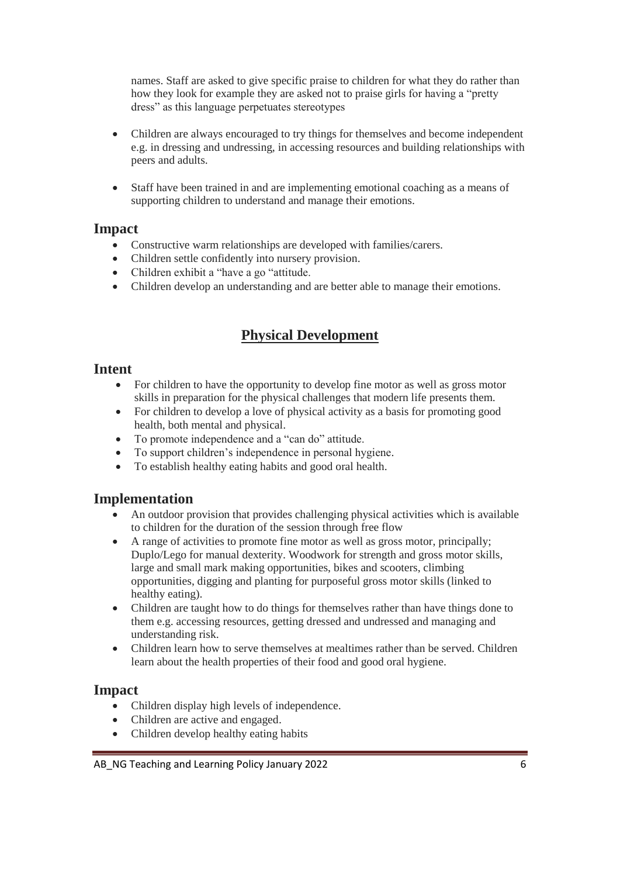names. Staff are asked to give specific praise to children for what they do rather than how they look for example they are asked not to praise girls for having a "pretty dress" as this language perpetuates stereotypes

- Children are always encouraged to try things for themselves and become independent e.g. in dressing and undressing, in accessing resources and building relationships with peers and adults.

- Staff have been trained in and are implementing emotional coaching as a means of supporting children to understand and manage their emotions.

### Impact

- Constructive warm relationships are developed with families/carers.
- Children settle confidently into nursery provision.
- Children exhibit a "have a go "attitude.
- Children develop an understanding and are better able to manage their emotions.

## Physical Development

### Intent

- For children to have the opportunity to develop fine motor as well as gross motor skills in preparation for the physical challenges that modern life presents them.
- For children to develop a love of physical activity as a basis for promoting good health, both mental and physical.
- To promote independence and a "can do" attitude.
- To support children's independence in personal hygiene.
- To establish healthy eating habits and good oral health.

### Implementation

- An outdoor provision that provides challenging physical activities which is available to children for the duration of the session through free flow
- A range of activities to promote fine motor as well as gross motor, principally; Duplo/Lego for manual dexterity. Woodwork for strength and gross motor skills, large and small mark making opportunities, bikes and scooters, climbing opportunities, digging and planting for purposeful gross motor skills (linked to healthy eating).
- Children are taught how to do things for themselves rather than have things done to them e.g. accessing resources, getting dressed and undressed and managing and understanding risk.
- Children learn how to serve themselves at mealtimes rather than be served. Children learn about the health properties of their food and good oral hygiene.

### Impact

- Children display high levels of independence.
- Children are active and engaged.
- Children develop healthy eating habits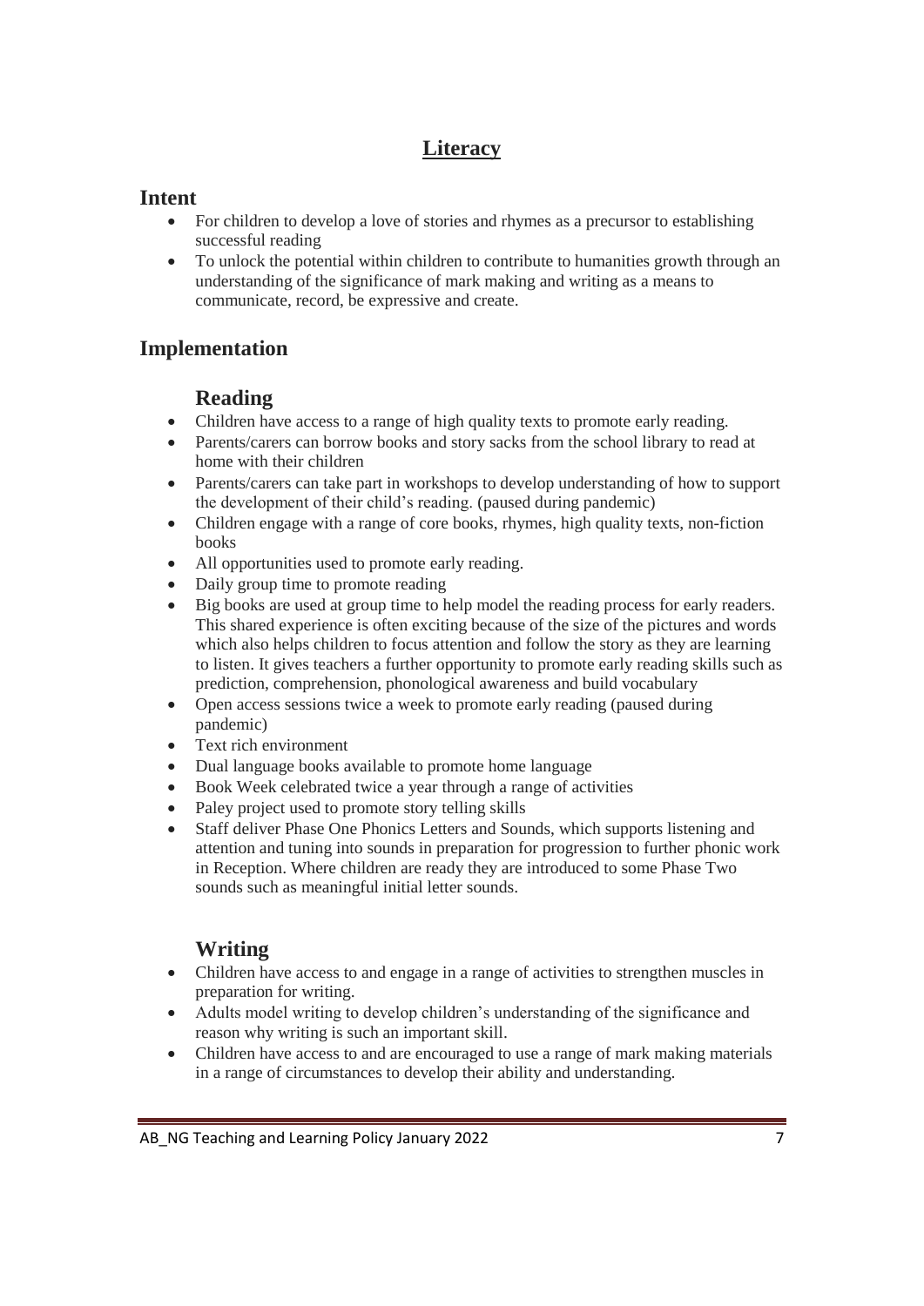# Literacy

## Intent

- For children to develop a love of stories and rhymes as a precursor to establishing successful reading
- To unlock the potential within children to contribute to humanities growth through an understanding of the significance of mark making and writing as a means to communicate, record, be expressive and create.

## Implementation

### Reading

- Children have access to a range of high quality texts to promote early reading.
- Parents/carers can borrow books and story sacks from the school library to read at home with their children
- Parents/carers can take part in workshops to develop understanding of how to support the development of their child's reading. (paused during pandemic)
- Children engage with a range of core books, rhymes, high quality texts, non-fiction books
- All opportunities used to promote early reading.
- Daily group time to promote reading
- Big books are used at group time to help model the reading process for early readers. This shared experience is often exciting because of the size of the pictures and words which also helps children to focus attention and follow the story as they are learning to listen. It gives teachers a further opportunity to promote early reading skills such as prediction, comprehension, phonological awareness and build vocabulary
- Open access sessions twice a week to promote early reading (paused during pandemic)
- Text rich environment
- Dual language books available to promote home language
- Book Week celebrated twice a year through a range of activities
- Paley project used to promote story telling skills
- Staff deliver Phase One Phonics Letters and Sounds, which supports listening and attention and tuning into sounds in preparation for progression to further phonic work in Reception. Where children are ready they are introduced to some Phase Two sounds such as meaningful initial letter sounds.

### Writing

- Children have access to and engage in a range of activities to strengthen muscles in preparation for writing.
- Adults model writing to develop children's understanding of the significance and reason why writing is such an important skill.
- Children have access to and are encouraged to use a range of mark making materials in a range of circumstances to develop their ability and understanding.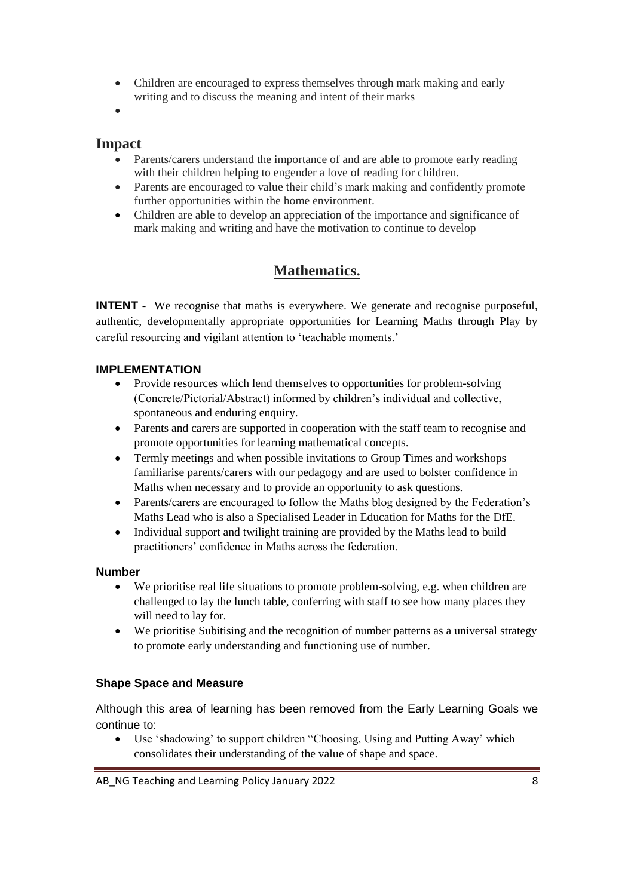- Children are encouraged to express themselves through mark making and early writing and to discuss the meaning and intent of their marks
- 

## Impact

- Parents/carers understand the importance of and are able to promote early reading with their children helping to engender a love of reading for children.
- Parents are encouraged to value their child's mark making and confidently promote further opportunities within the home environment.
- Children are able to develop an appreciation of the importance and significance of mark making and writing and have the motivation to continue to develop

## Mathematics.

**INTENT** - We recognise that maths is everywhere. We generate and recognise purposeful, authentic, developmentally appropriate opportunities for Learning Maths through Play by careful resourcing and vigilant attention to 'teachable moments.'

### IMPLEMENTATION

- Provide resources which lend themselves to opportunities for problem-solving (Concrete/Pictorial/Abstract) informed by children's individual and collective, spontaneous and enduring enquiry.
- Parents and carers are supported in cooperation with the staff team to recognise and promote opportunities for learning mathematical concepts.
- Termly meetings and when possible invitations to Group Times and workshops familiarise parents/carers with our pedagogy and are used to bolster confidence in Maths when necessary and to provide an opportunity to ask questions.
- Parents/carers are encouraged to follow the Maths blog designed by the Federation's Maths Lead who is also a Specialised Leader in Education for Maths for the DfE.
- Individual support and twilight training are provided by the Maths lead to build practitioners' confidence in Maths across the federation.

### Number

- We prioritise real life situations to promote problem-solving, e.g. when children are challenged to lay the lunch table, conferring with staff to see how many places they will need to lay for.
- We prioritise Subitising and the recognition of number patterns as a universal strategy to promote early understanding and functioning use of number.

### Shape Space and Measure

Although this area of learning has been removed from the Early Learning Goals we continue to:

- Use 'shadowing' to support children "Choosing, Using and Putting Away' which consolidates their understanding of the value of shape and space.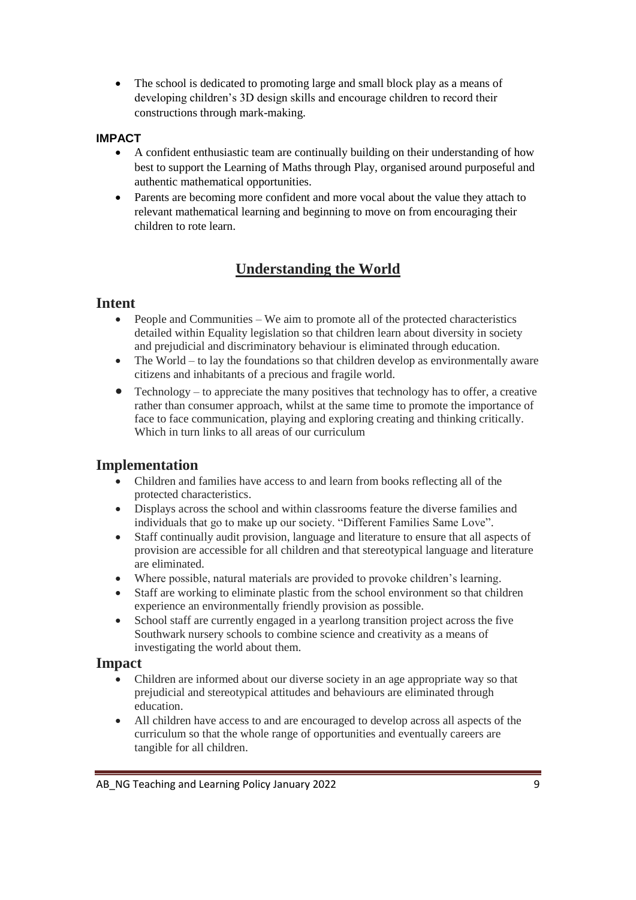- The school is dedicated to promoting large and small block play as a means of developing children's 3D design skills and encourage children to record their constructions through mark-making.

**IMPACT**

- A confident enthusiastic team are continually building on their understanding of how best to support the Learning of Maths through Play, organised around purposeful and authentic mathematical opportunities.
- Parents are becoming more confident and more vocal about the value they attach to relevant mathematical learning and beginning to move on from encouraging their children to rote learn.

## Understanding the World

### Intent

- People and Communities – We aim to promote all of the protected characteristics detailed within Equality legislation so that children learn about diversity in society and prejudicial and discriminatory behaviour is eliminated through education.
- The World – to lay the foundations so that children develop as environmentally aware citizens and inhabitants of a precious and fragile world.
- Technology – to appreciate the many positives that technology has to offer, a creative rather than consumer approach, whilst at the same time to promote the importance of face to face communication, playing and exploring creating and thinking critically. Which in turn links to all areas of our curriculum

### Implementation

- Children and families have access to and learn from books reflecting all of the protected characteristics.
- Displays across the school and within classrooms feature the diverse families and individuals that go to make up our society. "Different Families Same Love".
- Staff continually audit provision, language and literature to ensure that all aspects of provision are accessible for all children and that stereotypical language and literature are eliminated.
- Where possible, natural materials are provided to provoke children's learning.
- Staff are working to eliminate plastic from the school environment so that children experience an environmentally friendly provision as possible.
- School staff are currently engaged in a yearlong transition project across the five Southwark nursery schools to combine science and creativity as a means of investigating the world about them.

### Impact

- Children are informed about our diverse society in an age appropriate way so that prejudicial and stereotypical attitudes and behaviours are eliminated through education.
- All children have access to and are encouraged to develop across all aspects of the curriculum so that the whole range of opportunities and eventually careers are tangible for all children.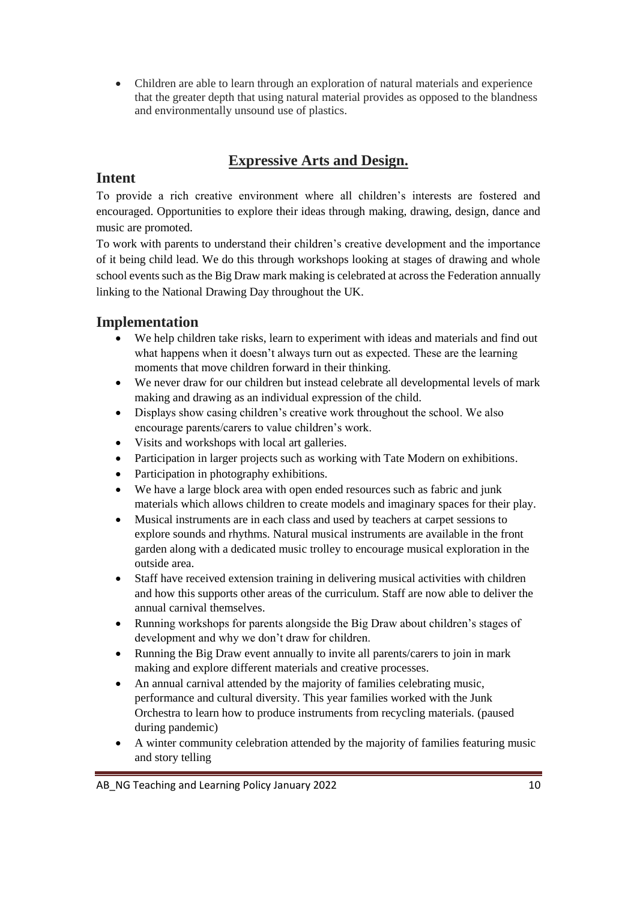- Children are able to learn through an exploration of natural materials and experience that the greater depth that using natural material provides as opposed to the blandness and environmentally unsound use of plastics.

## Expressive Arts and Design.

### Intent

To provide a rich creative environment where all children's interests are fostered and encouraged. Opportunities to explore their ideas through making, drawing, design, dance and music are promoted.

To work with parents to understand their children's creative development and the importance of it being child lead. We do this through workshops looking at stages of drawing and whole school events such as the Big Draw mark making is celebrated at across the Federation annually linking to the National Drawing Day throughout the UK.

### Implementation

- We help children take risks, learn to experiment with ideas and materials and find out what happens when it doesn't always turn out as expected. These are the learning moments that move children forward in their thinking.
- We never draw for our children but instead celebrate all developmental levels of mark making and drawing as an individual expression of the child.
- Displays show casing children's creative work throughout the school. We also encourage parents/carers to value children's work.
- Visits and workshops with local art galleries.
- Participation in larger projects such as working with Tate Modern on exhibitions.
- Participation in photography exhibitions.
- We have a large block area with open ended resources such as fabric and junk materials which allows children to create models and imaginary spaces for their play.
- Musical instruments are in each class and used by teachers at carpet sessions to explore sounds and rhythms. Natural musical instruments are available in the front garden along with a dedicated music trolley to encourage musical exploration in the outside area.
- Staff have received extension training in delivering musical activities with children and how this supports other areas of the curriculum. Staff are now able to deliver the annual carnival themselves.
- Running workshops for parents alongside the Big Draw about children's stages of development and why we don't draw for children.
- Running the Big Draw event annually to invite all parents/carers to join in mark making and explore different materials and creative processes.
- An annual carnival attended by the majority of families celebrating music, performance and cultural diversity. This year families worked with the Junk Orchestra to learn how to produce instruments from recycling materials. (paused during pandemic)
- A winter community celebration attended by the majority of families featuring music and story telling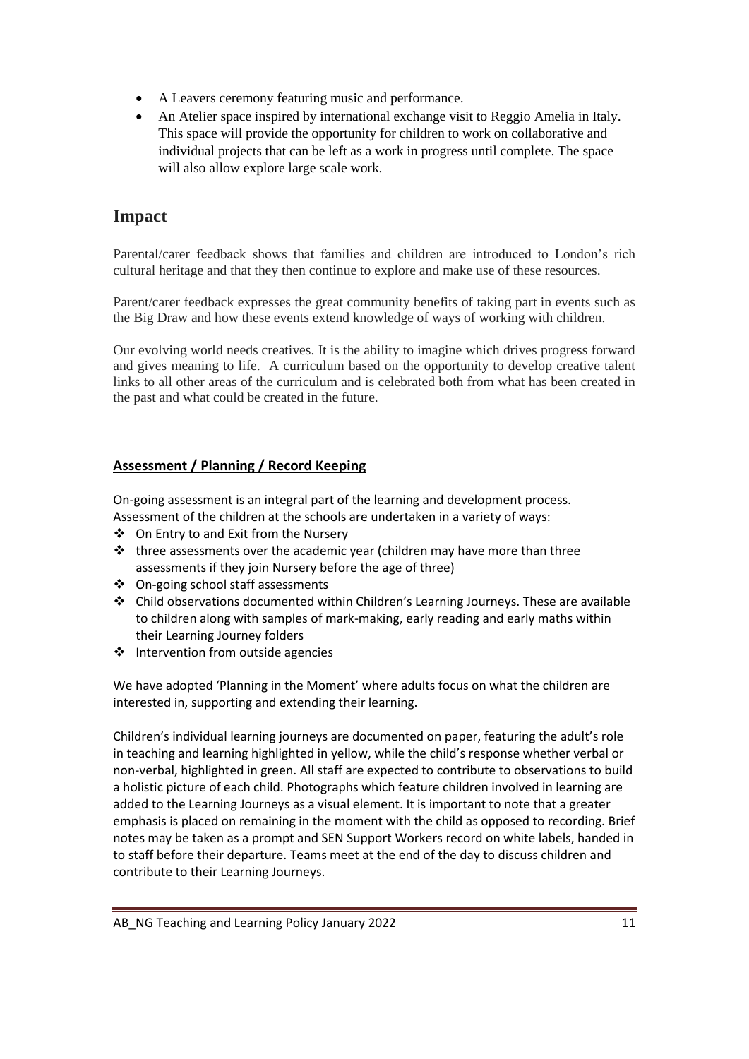- A Leavers ceremony featuring music and performance.
- An Atelier space inspired by international exchange visit to Reggio Amelia in Italy. This space will provide the opportunity for children to work on collaborative and individual projects that can be left as a work in progress until complete. The space will also allow explore large scale work.

## Impact

Parental/carer feedback shows that families and children are introduced to London's rich cultural heritage and that they then continue to explore and make use of these resources.

Parent/carer feedback expresses the great community benefits of taking part in events such as the Big Draw and how these events extend knowledge of ways of working with children.

Our evolving world needs creatives. It is the ability to imagine which drives progress forward and gives meaning to life. A curriculum based on the opportunity to develop creative talent links to all other areas of the curriculum and is celebrated both from what has been created in the past and what could be created in the future.

### Assessment / Planning / Record Keeping

On-going assessment is an integral part of the learning and development process. Assessment of the children at the schools are undertaken in a variety of ways:

- On Entry to and Exit from the Nursery
- three assessments over the academic year (children may have more than three assessments if they join Nursery before the age of three)
- On-going school staff assessments
- Child observations documented within Children's Learning Journeys. These are available to children along with samples of mark-making, early reading and early maths within their Learning Journey folders
- Intervention from outside agencies

We have adopted 'Planning in the Moment' where adults focus on what the children are interested in, supporting and extending their learning.

Children's individual learning journeys are documented on paper, featuring the adult's role in teaching and learning highlighted in yellow, while the child's response whether verbal or non-verbal, highlighted in green. All staff are expected to contribute to observations to build a holistic picture of each child. Photographs which feature children involved in learning are added to the Learning Journeys as a visual element. It is important to note that a greater emphasis is placed on remaining in the moment with the child as opposed to recording. Brief notes may be taken as a prompt and SEN Support Workers record on white labels, handed in to staff before their departure. Teams meet at the end of the day to discuss children and contribute to their Learning Journeys.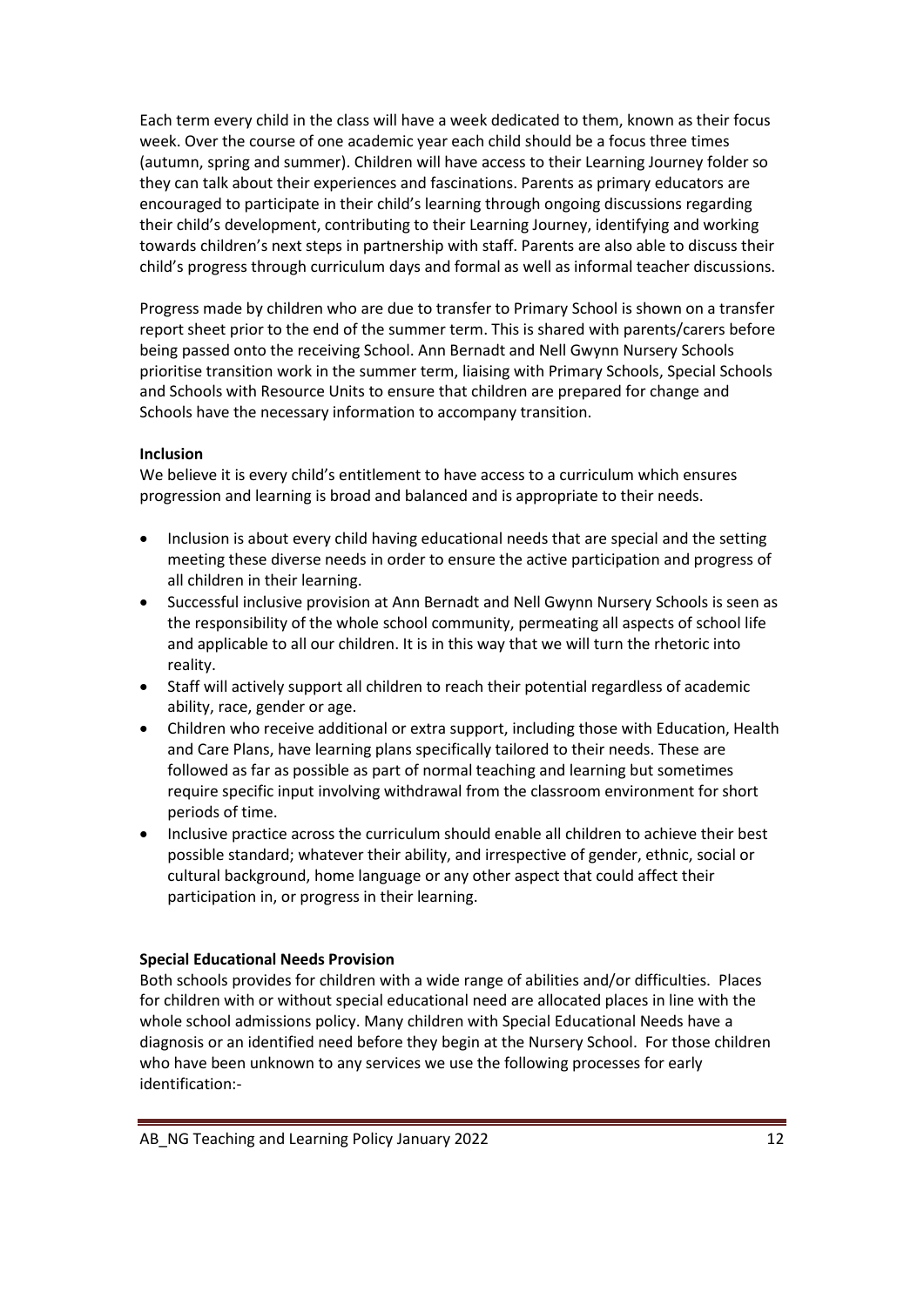Each term every child in the class will have a week dedicated to them, known as their focus week. Over the course of one academic year each child should be a focus three times (autumn, spring and summer). Children will have access to their Learning Journey folder so they can talk about their experiences and fascinations. Parents as primary educators are encouraged to participate in their child's learning through ongoing discussions regarding their child's development, contributing to their Learning Journey, identifying and working towards children's next steps in partnership with staff. Parents are also able to discuss their child's progress through curriculum days and formal as well as informal teacher discussions.

Progress made by children who are due to transfer to Primary School is shown on a transfer report sheet prior to the end of the summer term. This is shared with parents/carers before being passed onto the receiving School. Ann Bernadt and Nell Gwynn Nursery Schools prioritise transition work in the summer term, liaising with Primary Schools, Special Schools and Schools with Resource Units to ensure that children are prepared for change and Schools have the necessary information to accompany transition.

**Inclusion**

We believe it is every child's entitlement to have access to a curriculum which ensures progression and learning is broad and balanced and is appropriate to their needs.

- Inclusion is about every child having educational needs that are special and the setting meeting these diverse needs in order to ensure the active participation and progress of all children in their learning.
- Successful inclusive provision at Ann Bernadt and Nell Gwynn Nursery Schools is seen as the responsibility of the whole school community, permeating all aspects of school life and applicable to all our children. It is in this way that we will turn the rhetoric into reality.
- Staff will actively support all children to reach their potential regardless of academic ability, race, gender or age.
- Children who receive additional or extra support, including those with Education, Health and Care Plans, have learning plans specifically tailored to their needs. These are followed as far as possible as part of normal teaching and learning but sometimes require specific input involving withdrawal from the classroom environment for short periods of time.
- Inclusive practice across the curriculum should enable all children to achieve their best possible standard; whatever their ability, and irrespective of gender, ethnic, social or cultural background, home language or any other aspect that could affect their participation in, or progress in their learning.

**Special Educational Needs Provision**

Both schools provides for children with a wide range of abilities and/or difficulties. Places for children with or without special educational need are allocated places in line with the whole school admissions policy. Many children with Special Educational Needs have a diagnosis or an identified need before they begin at the Nursery School. For those children who have been unknown to any services we use the following processes for early identification:-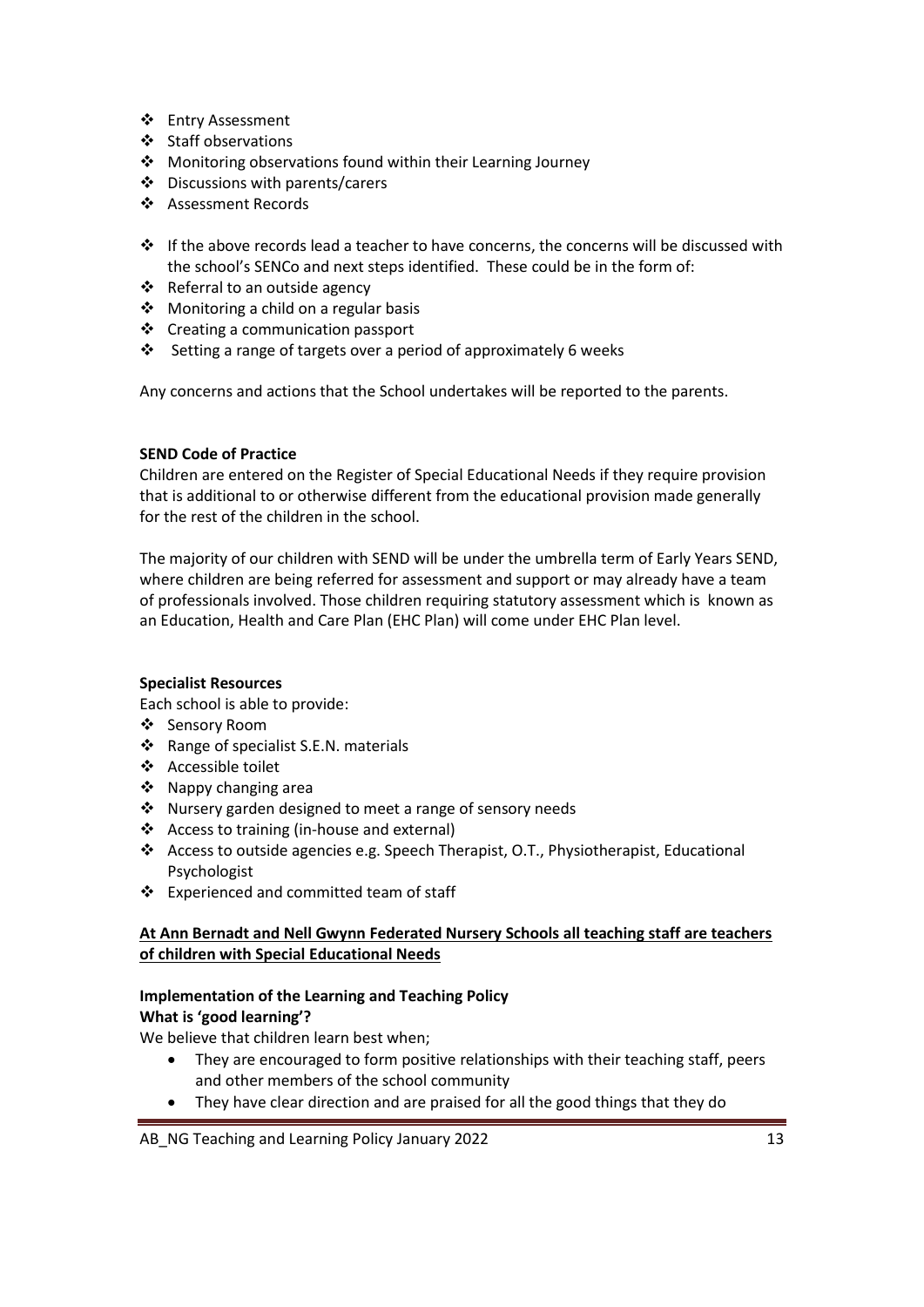- Entry Assessment
- Staff observations
- Monitoring observations found within their Learning Journey
- Discussions with parents/carers
- Assessment Records

- If the above records lead a teacher to have concerns, the concerns will be discussed with the school's SENCo and next steps identified. These could be in the form of:
- Referral to an outside agency
- Monitoring a child on a regular basis
- Creating a communication passport
- Setting a range of targets over a period of approximately 6 weeks

Any concerns and actions that the School undertakes will be reported to the parents.

**SEND Code of Practice**

Children are entered on the Register of Special Educational Needs if they require provision that is additional to or otherwise different from the educational provision made generally for the rest of the children in the school.

The majority of our children with SEND will be under the umbrella term of Early Years SEND, where children are being referred for assessment and support or may already have a team of professionals involved. Those children requiring statutory assessment which is known as an Education, Health and Care Plan (EHC Plan) will come under EHC Plan level.

**Specialist Resources**

Each school is able to provide:

- Sensory Room
- Range of specialist S.E.N. materials
- Accessible toilet
- Nappy changing area
- Nursery garden designed to meet a range of sensory needs
- Access to training (in-house and external)
- Access to outside agencies e.g. Speech Therapist, O.T., Physiotherapist, Educational Psychologist
- Experienced and committed team of staff

**At Ann Bernadt and Nell Gwynn Federated Nursery Schools all teaching staff are teachers of children with Special Educational Needs**

**Implementation of the Learning and Teaching Policy**

**What is 'good learning'?**

We believe that children learn best when;

- They are encouraged to form positive relationships with their teaching staff, peers and other members of the school community
- They have clear direction and are praised for all the good things that they do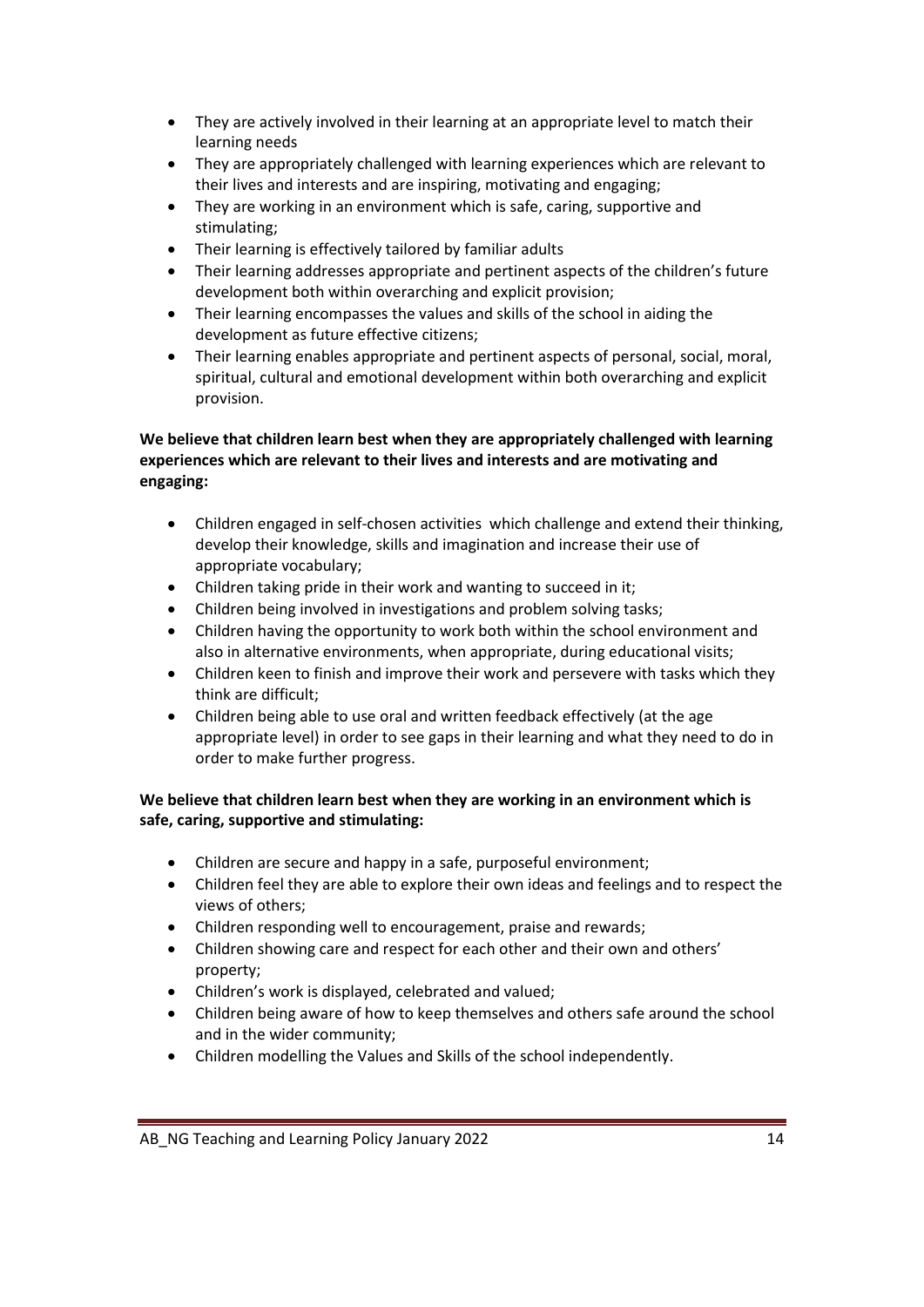- They are actively involved in their learning at an appropriate level to match their learning needs
- They are appropriately challenged with learning experiences which are relevant to their lives and interests and are inspiring, motivating and engaging;
- They are working in an environment which is safe, caring, supportive and stimulating;
- Their learning is effectively tailored by familiar adults
- Their learning addresses appropriate and pertinent aspects of the children's future development both within overarching and explicit provision;
- Their learning encompasses the values and skills of the school in aiding the development as future effective citizens;
- Their learning enables appropriate and pertinent aspects of personal, social, moral, spiritual, cultural and emotional development within both overarching and explicit provision.

**We believe that children learn best when they are appropriately challenged with learning experiences which are relevant to their lives and interests and are motivating and engaging:**

- Children engaged in self-chosen activities which challenge and extend their thinking, develop their knowledge, skills and imagination and increase their use of appropriate vocabulary;
- Children taking pride in their work and wanting to succeed in it;
- Children being involved in investigations and problem solving tasks;
- Children having the opportunity to work both within the school environment and also in alternative environments, when appropriate, during educational visits;
- Children keen to finish and improve their work and persevere with tasks which they think are difficult;
- Children being able to use oral and written feedback effectively (at the age appropriate level) in order to see gaps in their learning and what they need to do in order to make further progress.

**We believe that children learn best when they are working in an environment which is safe, caring, supportive and stimulating:**

- Children are secure and happy in a safe, purposeful environment;
- Children feel they are able to explore their own ideas and feelings and to respect the views of others;
- Children responding well to encouragement, praise and rewards;
- Children showing care and respect for each other and their own and others' property;
- Children's work is displayed, celebrated and valued;
- Children being aware of how to keep themselves and others safe around the school and in the wider community;
- Children modelling the Values and Skills of the school independently.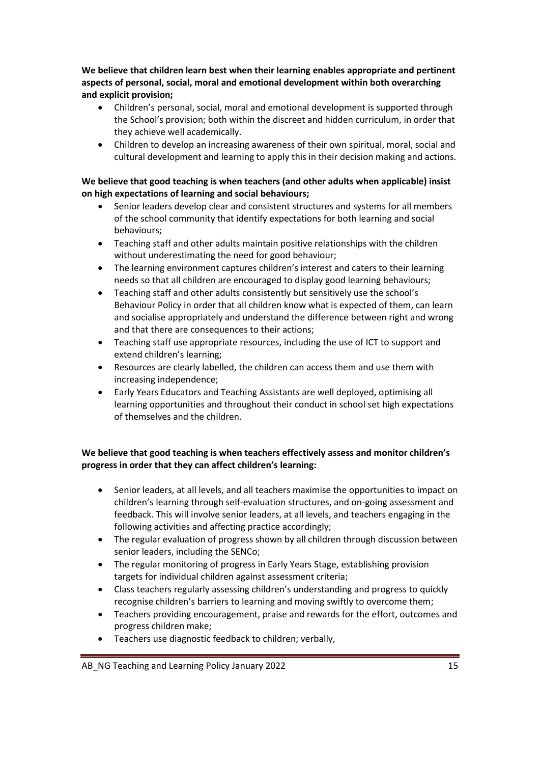**We believe that children learn best when their learning enables appropriate and pertinent aspects of personal, social, moral and emotional development within both overarching and explicit provision;**

- Children's personal, social, moral and emotional development is supported through the School's provision; both within the discreet and hidden curriculum, in order that they achieve well academically.
- Children to develop an increasing awareness of their own spiritual, moral, social and cultural development and learning to apply this in their decision making and actions.

**We believe that good teaching is when teachers (and other adults when applicable) insist on high expectations of learning and social behaviours;**

- Senior leaders develop clear and consistent structures and systems for all members of the school community that identify expectations for both learning and social behaviours;
- Teaching staff and other adults maintain positive relationships with the children without underestimating the need for good behaviour;
- The learning environment captures children's interest and caters to their learning needs so that all children are encouraged to display good learning behaviours;
- Teaching staff and other adults consistently but sensitively use the school's Behaviour Policy in order that all children know what is expected of them, can learn and socialise appropriately and understand the difference between right and wrong and that there are consequences to their actions;
- Teaching staff use appropriate resources, including the use of ICT to support and extend children's learning;
- Resources are clearly labelled, the children can access them and use them with increasing independence;
- Early Years Educators and Teaching Assistants are well deployed, optimising all learning opportunities and throughout their conduct in school set high expectations of themselves and the children.

**We believe that good teaching is when teachers effectively assess and monitor children's progress in order that they can affect children's learning:**

- Senior leaders, at all levels, and all teachers maximise the opportunities to impact on children's learning through self-evaluation structures, and on-going assessment and feedback. This will involve senior leaders, at all levels, and teachers engaging in the following activities and affecting practice accordingly;
- The regular evaluation of progress shown by all children through discussion between senior leaders, including the SENCo;
- The regular monitoring of progress in Early Years Stage, establishing provision targets for individual children against assessment criteria;
- Class teachers regularly assessing children's understanding and progress to quickly recognise children's barriers to learning and moving swiftly to overcome them;
- Teachers providing encouragement, praise and rewards for the effort, outcomes and progress children make;
- Teachers use diagnostic feedback to children; verbally,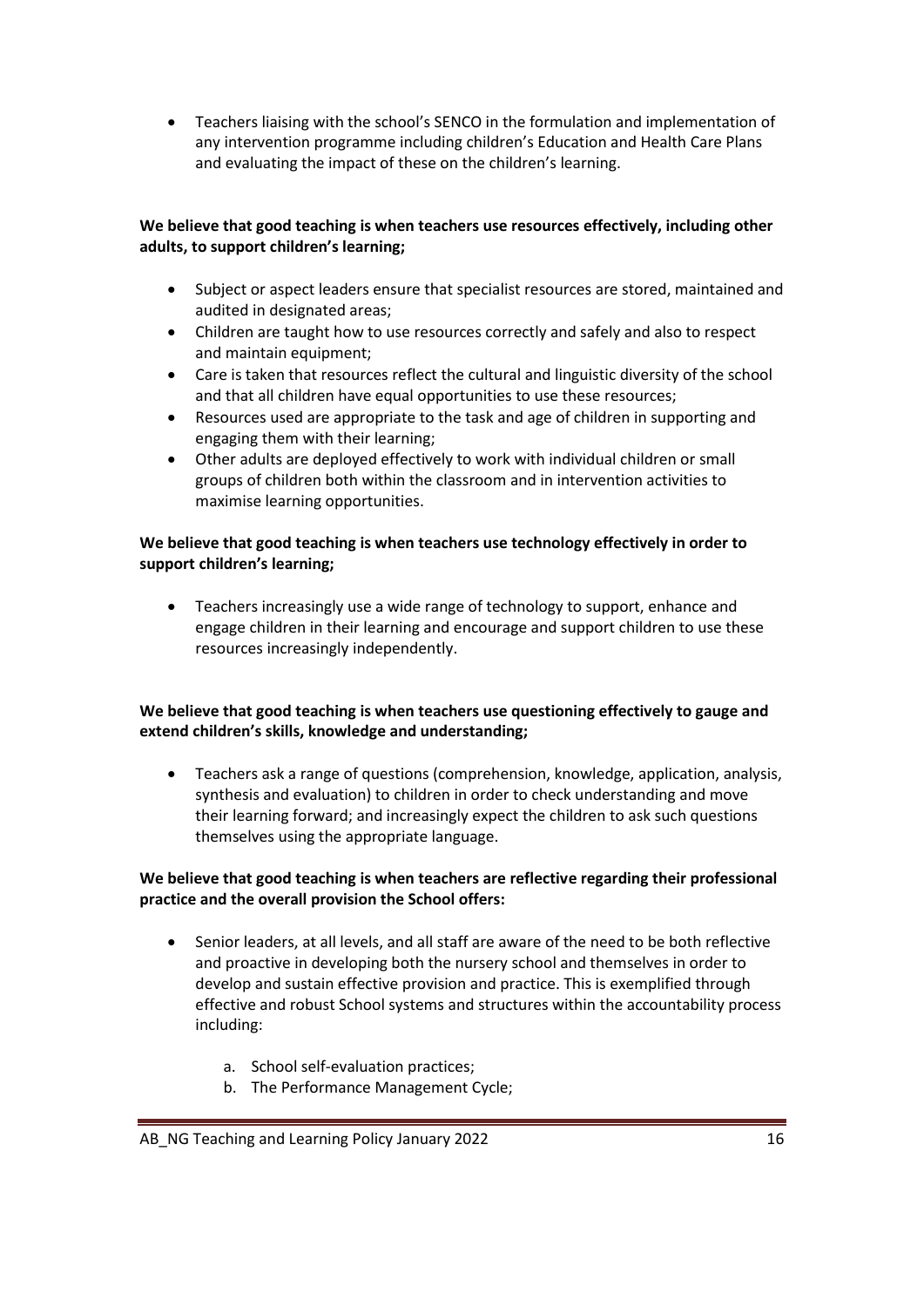- Teachers liaising with the school's SENCO in the formulation and implementation of any intervention programme including children's Education and Health Care Plans and evaluating the impact of these on the children's learning.

**We believe that good teaching is when teachers use resources effectively, including other adults, to support children's learning;**

- Subject or aspect leaders ensure that specialist resources are stored, maintained and audited in designated areas;
- Children are taught how to use resources correctly and safely and also to respect and maintain equipment;
- Care is taken that resources reflect the cultural and linguistic diversity of the school and that all children have equal opportunities to use these resources;
- Resources used are appropriate to the task and age of children in supporting and engaging them with their learning;
- Other adults are deployed effectively to work with individual children or small groups of children both within the classroom and in intervention activities to maximise learning opportunities.

**We believe that good teaching is when teachers use technology effectively in order to support children's learning;**

- Teachers increasingly use a wide range of technology to support, enhance and engage children in their learning and encourage and support children to use these resources increasingly independently.

**We believe that good teaching is when teachers use questioning effectively to gauge and extend children's skills, knowledge and understanding;**

- Teachers ask a range of questions (comprehension, knowledge, application, analysis, synthesis and evaluation) to children in order to check understanding and move their learning forward; and increasingly expect the children to ask such questions themselves using the appropriate language.

**We believe that good teaching is when teachers are reflective regarding their professional practice and the overall provision the School offers:**

- Senior leaders, at all levels, and all staff are aware of the need to be both reflective and proactive in developing both the nursery school and themselves in order to develop and sustain effective provision and practice. This is exemplified through effective and robust School systems and structures within the accountability process including:

    a. School self-evaluation practices;
    b. The Performance Management Cycle;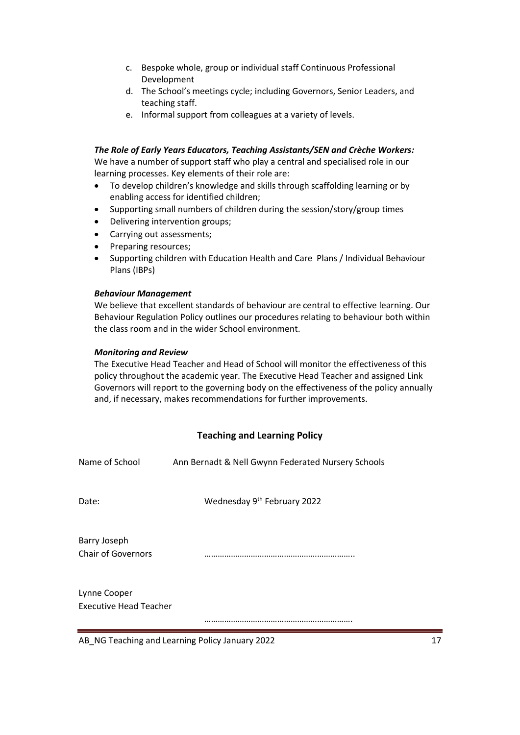c. Bespoke whole, group or individual staff Continuous Professional Development
d. The School's meetings cycle; including Governors, Senior Leaders, and teaching staff.
e. Informal support from colleagues at a variety of levels.

***The Role of Early Years Educators, Teaching Assistants/SEN and Crèche Workers:***

We have a number of support staff who play a central and specialised role in our learning processes. Key elements of their role are:

- To develop children's knowledge and skills through scaffolding learning or by enabling access for identified children;
- Supporting small numbers of children during the session/story/group times
- Delivering intervention groups;
- Carrying out assessments;
- Preparing resources;
- Supporting children with Education Health and Care Plans / Individual Behaviour Plans (IBPs)

***Behaviour Management***

We believe that excellent standards of behaviour are central to effective learning. Our Behaviour Regulation Policy outlines our procedures relating to behaviour both within the class room and in the wider School environment.

***Monitoring and Review***

The Executive Head Teacher and Head of School will monitor the effectiveness of this policy throughout the academic year. The Executive Head Teacher and assigned Link Governors will report to the governing body on the effectiveness of the policy annually and, if necessary, makes recommendations for further improvements.

**Teaching and Learning Policy**

Name of School Ann Bernadt & Nell Gwynn Federated Nursery Schools

Date: Wednesday 9th February 2022

Barry Joseph
Chair of Governors …………………………………………………………..

Lynne Cooper
Executive Head Teacher
………………………………………………………….